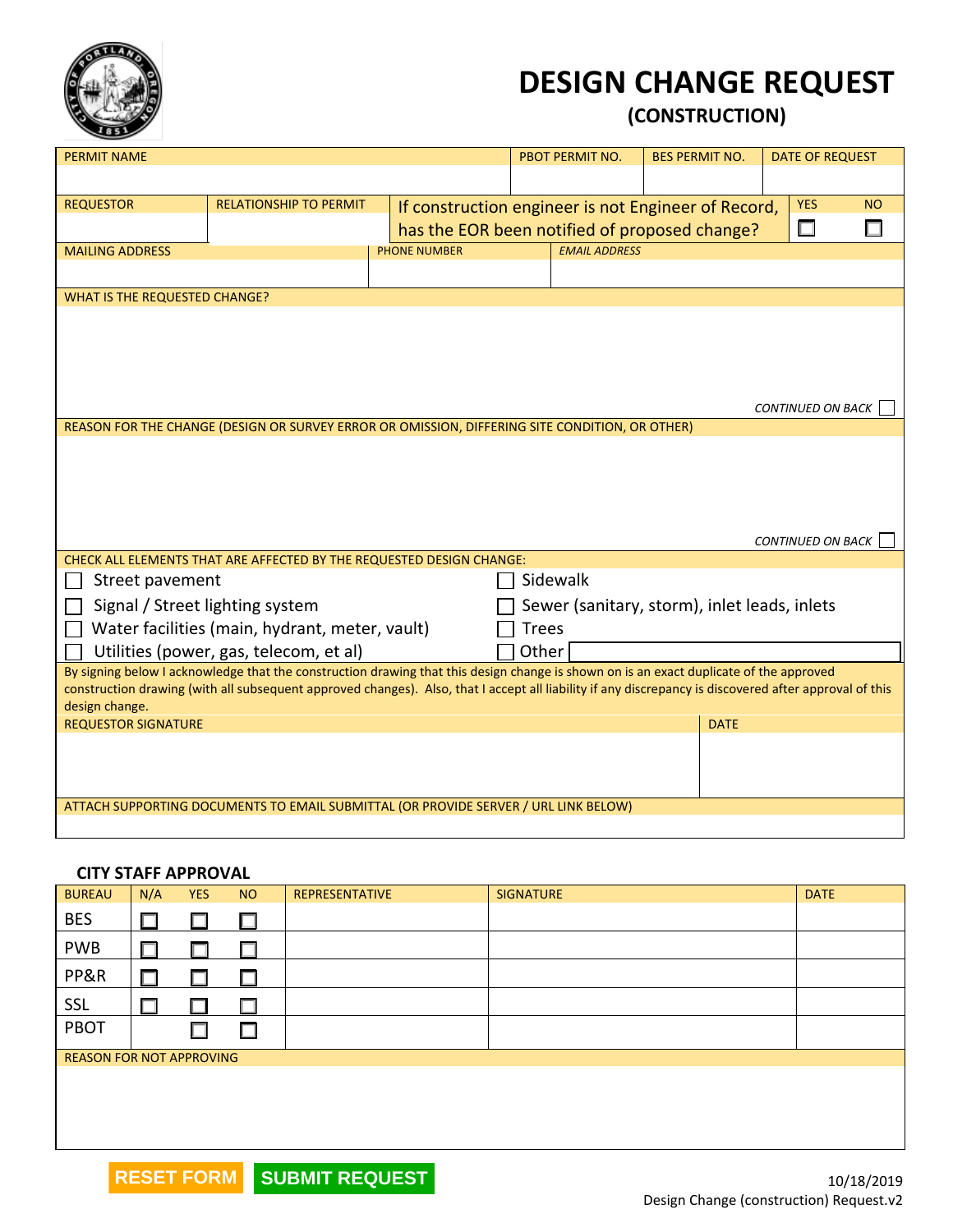# DESIGN CHANGE REQUEST

## (CONSTRUCTION)

| PERMIT NAME | PBOT PERMIT NO. | BES PERMIT NO. | DATE OF REQUEST |
|---|---|---|---|
| | | | |

| REQUESTOR | RELATIONSHIP TO PERMIT | If construction engineer is not Engineer of Record, has the EOR been notified of proposed change? | YES | NO |
|---|---|---|---|---|
| | | | ☐ | ☐ |

| MAILING ADDRESS | PHONE NUMBER | *EMAIL ADDRESS* |
|---|---|---|
| | | |

WHAT IS THE REQUESTED CHANGE?

*CONTINUED ON BACK* ☐

REASON FOR THE CHANGE (DESIGN OR SURVEY ERROR OR OMISSION, DIFFERING SITE CONDITION, OR OTHER)

*CONTINUED ON BACK* ☐

CHECK ALL ELEMENTS THAT ARE AFFECTED BY THE REQUESTED DESIGN CHANGE:

- ☐ Street pavement
- ☐ Signal / Street lighting system
- ☐ Water facilities (main, hydrant, meter, vault)
- ☐ Utilities (power, gas, telecom, et al)
- ☐ Sidewalk
- ☐ Sewer (sanitary, storm), inlet leads, inlets
- ☐ Trees
- ☐ Other

By signing below I acknowledge that the construction drawing that this design change is shown on is an exact duplicate of the approved construction drawing (with all subsequent approved changes). Also, that I accept all liability if any discrepancy is discovered after approval of this design change.

| REQUESTOR SIGNATURE | DATE |
|---|---|
| | |

ATTACH SUPPORTING DOCUMENTS TO EMAIL SUBMITTAL (OR PROVIDE SERVER / URL LINK BELOW)

### CITY STAFF APPROVAL

| BUREAU | N/A | YES | NO | REPRESENTATIVE | SIGNATURE | DATE |
|---|---|---|---|---|---|---|
| BES | ☐ | ☐ | ☐ | | | |
| PWB | ☐ | ☐ | ☐ | | | |
| PP&R | ☐ | ☐ | ☐ | | | |
| SSL | ☐ | ☐ | ☐ | | | |
| PBOT | | ☐ | ☐ | | | |

REASON FOR NOT APPROVING

RESET FORM SUBMIT REQUEST

10/18/2019
Design Change (construction) Request.v2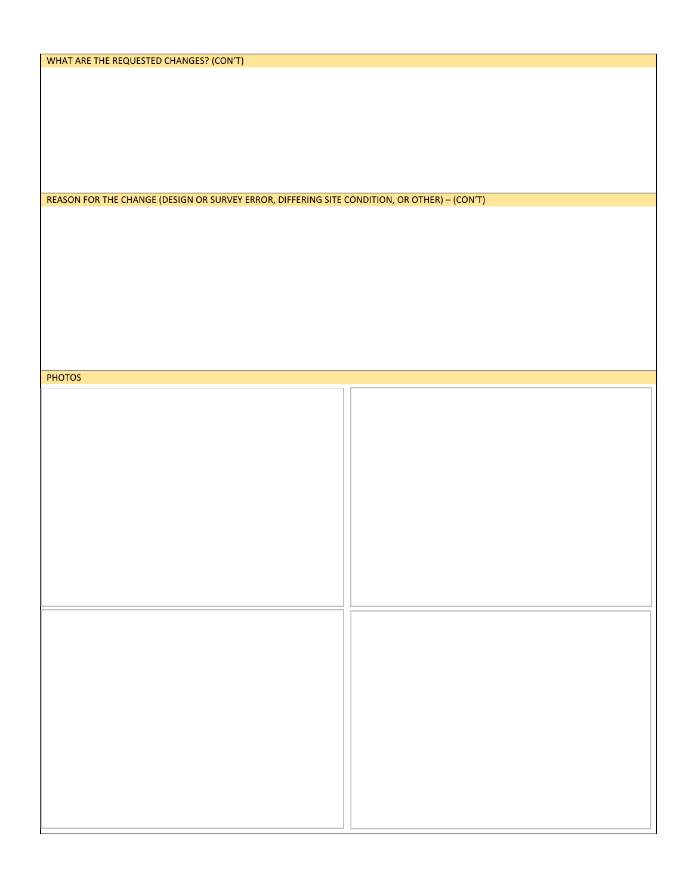WHAT ARE THE REQUESTED CHANGES? (CON'T)

REASON FOR THE CHANGE (DESIGN OR SURVEY ERROR, DIFFERING SITE CONDITION, OR OTHER) – (CON'T)

PHOTOS